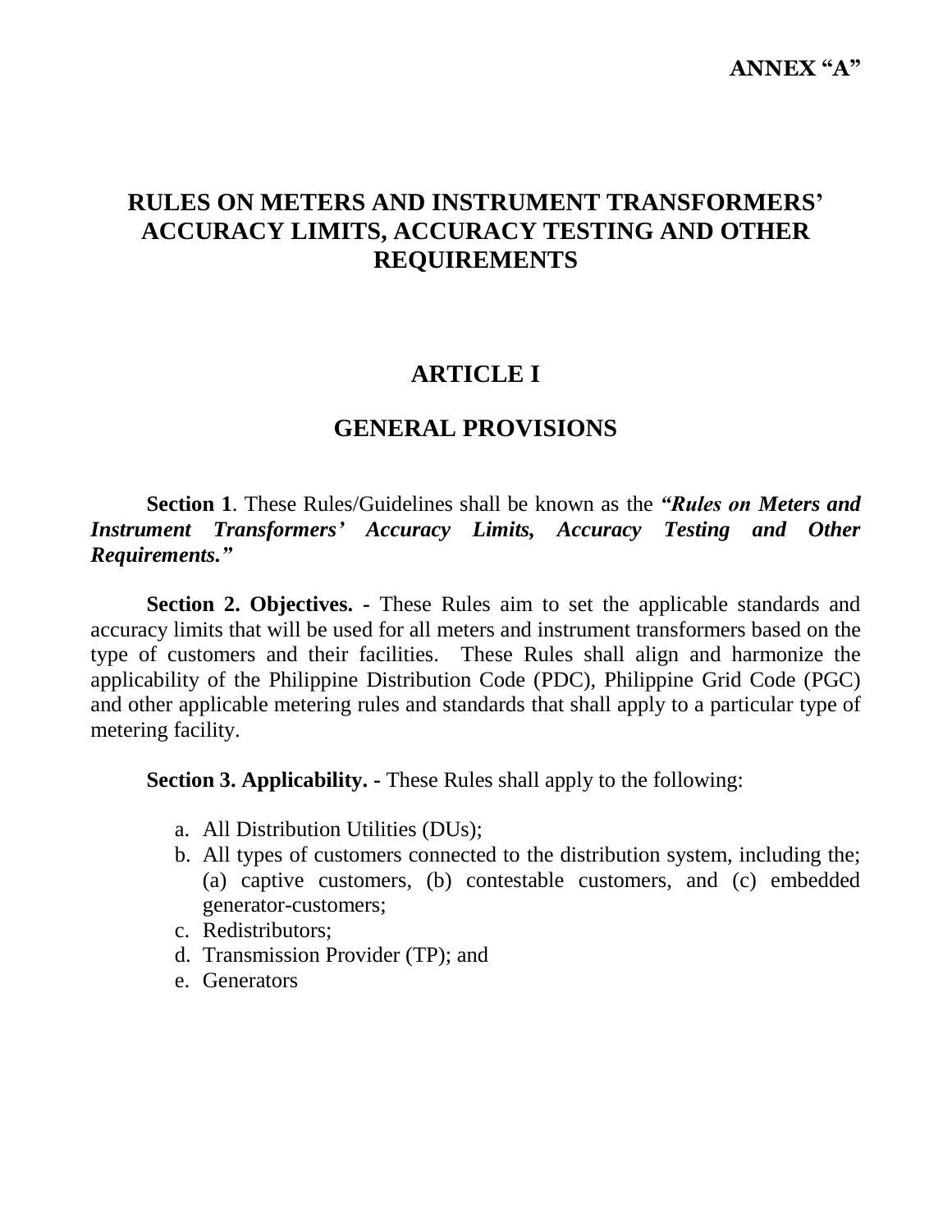**ANNEX "A"**

# RULES ON METERS AND INSTRUMENT TRANSFORMERS' ACCURACY LIMITS, ACCURACY TESTING AND OTHER REQUIREMENTS

## ARTICLE I

## GENERAL PROVISIONS

**Section 1**. These Rules/Guidelines shall be known as the ***"Rules on Meters and Instrument Transformers' Accuracy Limits, Accuracy Testing and Other Requirements."***

**Section 2. Objectives. -** These Rules aim to set the applicable standards and accuracy limits that will be used for all meters and instrument transformers based on the type of customers and their facilities. These Rules shall align and harmonize the applicability of the Philippine Distribution Code (PDC), Philippine Grid Code (PGC) and other applicable metering rules and standards that shall apply to a particular type of metering facility.

**Section 3. Applicability. -** These Rules shall apply to the following:

a. All Distribution Utilities (DUs);
b. All types of customers connected to the distribution system, including the; (a) captive customers, (b) contestable customers, and (c) embedded generator-customers;
c. Redistributors;
d. Transmission Provider (TP); and
e. Generators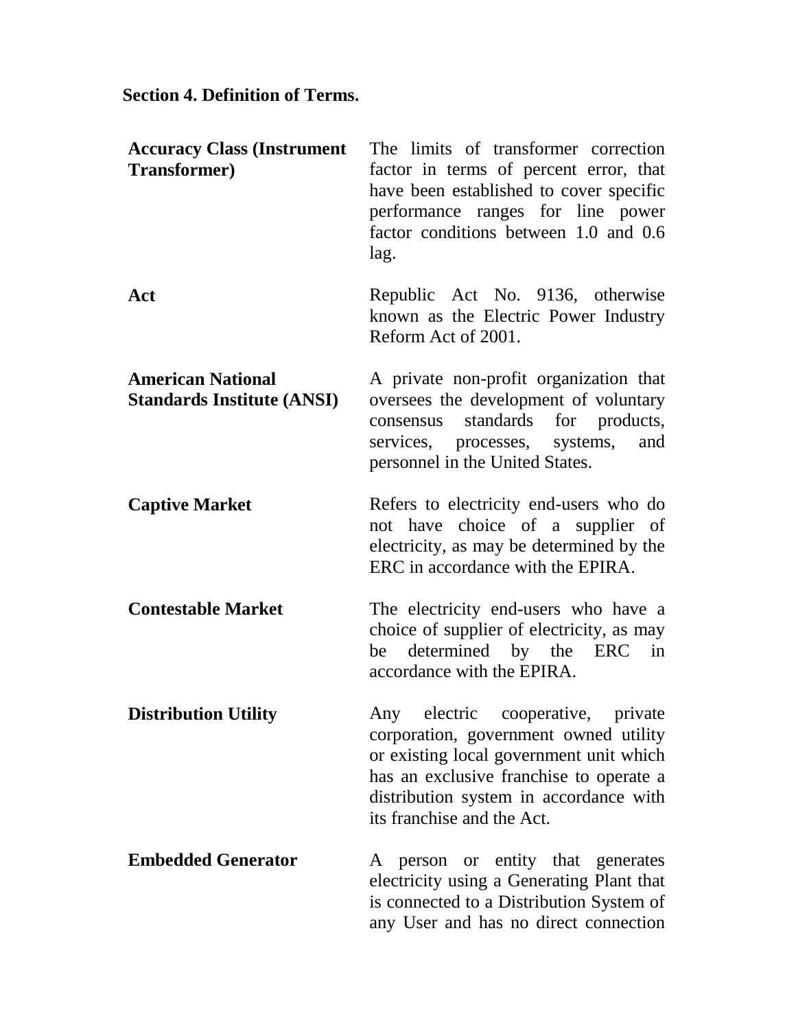**Section 4. Definition of Terms.**

| | |
|---|---|
| **Accuracy Class (Instrument Transformer)** | The limits of transformer correction factor in terms of percent error, that have been established to cover specific performance ranges for line power factor conditions between 1.0 and 0.6 lag. |
| **Act** | Republic Act No. 9136, otherwise known as the Electric Power Industry Reform Act of 2001. |
| **American National Standards Institute (ANSI)** | A private non-profit organization that oversees the development of voluntary consensus standards for products, services, processes, systems, and personnel in the United States. |
| **Captive Market** | Refers to electricity end-users who do not have choice of a supplier of electricity, as may be determined by the ERC in accordance with the EPIRA. |
| **Contestable Market** | The electricity end-users who have a choice of supplier of electricity, as may be determined by the ERC in accordance with the EPIRA. |
| **Distribution Utility** | Any electric cooperative, private corporation, government owned utility or existing local government unit which has an exclusive franchise to operate a distribution system in accordance with its franchise and the Act. |
| **Embedded Generator** | A person or entity that generates electricity using a Generating Plant that is connected to a Distribution System of any User and has no direct connection |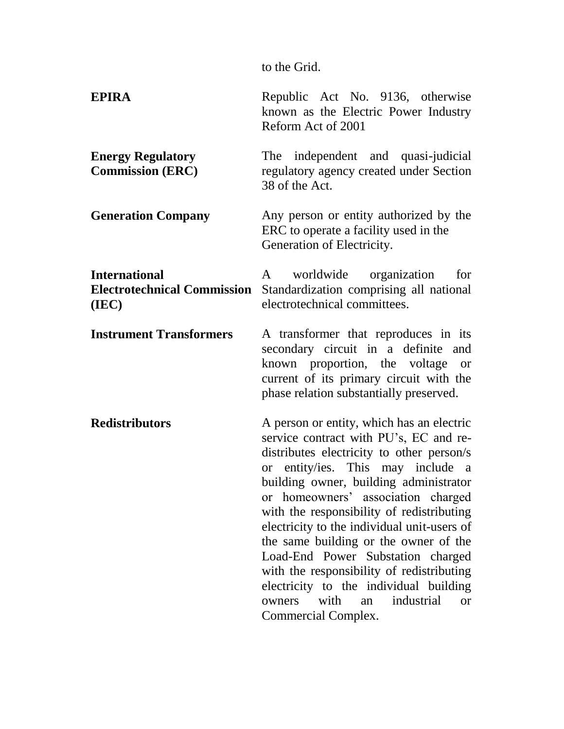to the Grid.

| | |
|---|---|
| **EPIRA** | Republic Act No. 9136, otherwise known as the Electric Power Industry Reform Act of 2001 |
| **Energy Regulatory Commission (ERC)** | The independent and quasi-judicial regulatory agency created under Section 38 of the Act. |
| **Generation Company** | Any person or entity authorized by the ERC to operate a facility used in the Generation of Electricity. |
| **International Electrotechnical Commission (IEC)** | A worldwide organization for Standardization comprising all national electrotechnical committees. |
| **Instrument Transformers** | A transformer that reproduces in its secondary circuit in a definite and known proportion, the voltage or current of its primary circuit with the phase relation substantially preserved. |
| **Redistributors** | A person or entity, which has an electric service contract with PU's, EC and re-distributes electricity to other person/s or entity/ies. This may include a building owner, building administrator or homeowners' association charged with the responsibility of redistributing electricity to the individual unit-users of the same building or the owner of the Load-End Power Substation charged with the responsibility of redistributing electricity to the individual building owners with an industrial or Commercial Complex. |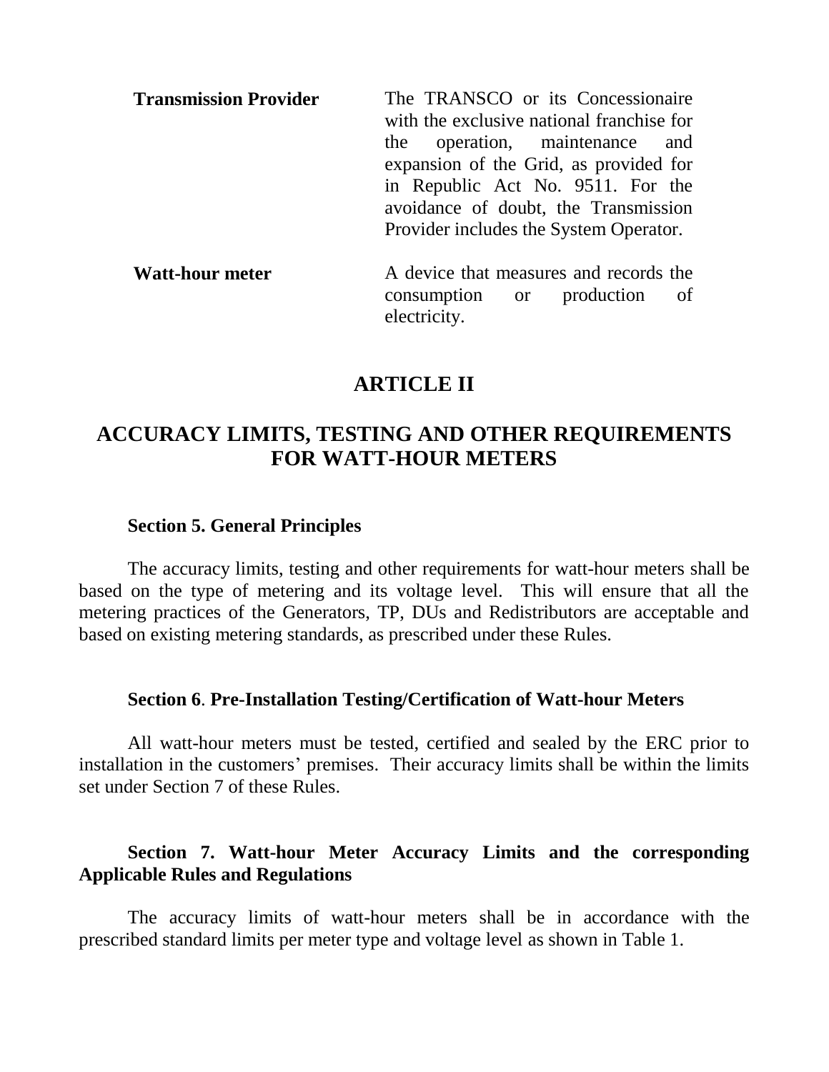**Transmission Provider** The TRANSCO or its Concessionaire with the exclusive national franchise for the operation, maintenance and expansion of the Grid, as provided for in Republic Act No. 9511. For the avoidance of doubt, the Transmission Provider includes the System Operator.

**Watt-hour meter** A device that measures and records the consumption or production of electricity.

# ARTICLE II

# ACCURACY LIMITS, TESTING AND OTHER REQUIREMENTS FOR WATT-HOUR METERS

### Section 5. General Principles

The accuracy limits, testing and other requirements for watt-hour meters shall be based on the type of metering and its voltage level. This will ensure that all the metering practices of the Generators, TP, DUs and Redistributors are acceptable and based on existing metering standards, as prescribed under these Rules.

### Section 6. Pre-Installation Testing/Certification of Watt-hour Meters

All watt-hour meters must be tested, certified and sealed by the ERC prior to installation in the customers' premises. Their accuracy limits shall be within the limits set under Section 7 of these Rules.

### Section 7. Watt-hour Meter Accuracy Limits and the corresponding Applicable Rules and Regulations

The accuracy limits of watt-hour meters shall be in accordance with the prescribed standard limits per meter type and voltage level as shown in Table 1.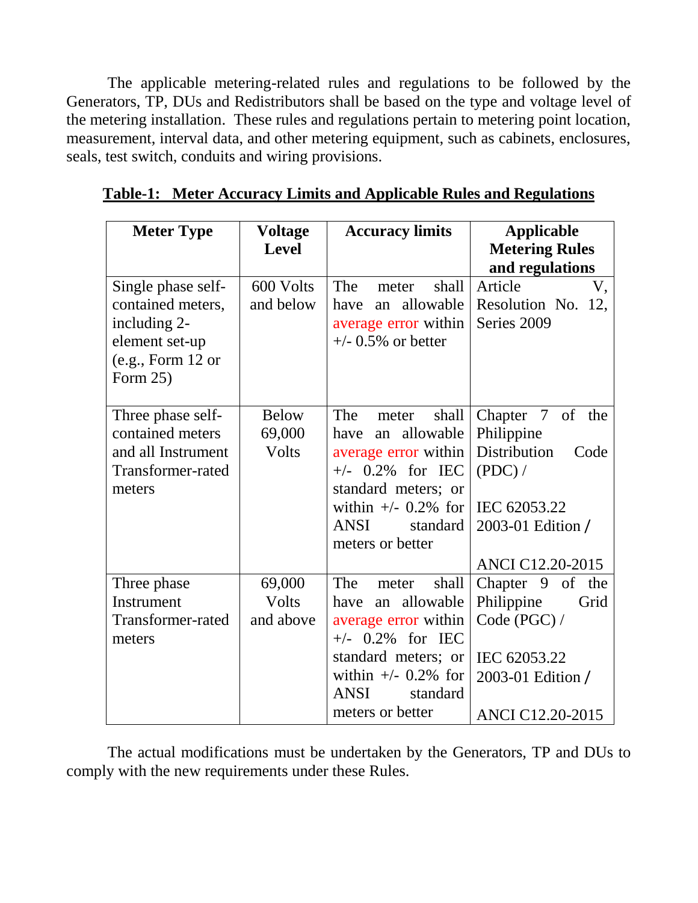The applicable metering-related rules and regulations to be followed by the Generators, TP, DUs and Redistributors shall be based on the type and voltage level of the metering installation. These rules and regulations pertain to metering point location, measurement, interval data, and other metering equipment, such as cabinets, enclosures, seals, test switch, conduits and wiring provisions.

**Table-1: Meter Accuracy Limits and Applicable Rules and Regulations**

| Meter Type | Voltage Level | Accuracy limits | Applicable Metering Rules and regulations |
|---|---|---|---|
| Single phase self-contained meters, including 2-element set-up (e.g., Form 12 or Form 25) | 600 Volts and below | The meter shall have an allowable average error within +/- 0.5% or better | Article V, Resolution No. 12, Series 2009 |
| Three phase self-contained meters and all Instrument Transformer-rated meters | Below 69,000 Volts | The meter shall have an allowable average error within +/- 0.2% for IEC standard meters; or within +/- 0.2% for ANSI standard meters or better | Chapter 7 of the Philippine Distribution Code (PDC) / IEC 62053.22 2003-01 Edition / ANCI C12.20-2015 |
| Three phase Instrument Transformer-rated meters | 69,000 Volts and above | The meter shall have an allowable average error within +/- 0.2% for IEC standard meters; or within +/- 0.2% for ANSI standard meters or better | Chapter 9 of the Philippine Grid Code (PGC) / IEC 62053.22 2003-01 Edition / ANCI C12.20-2015 |

The actual modifications must be undertaken by the Generators, TP and DUs to comply with the new requirements under these Rules.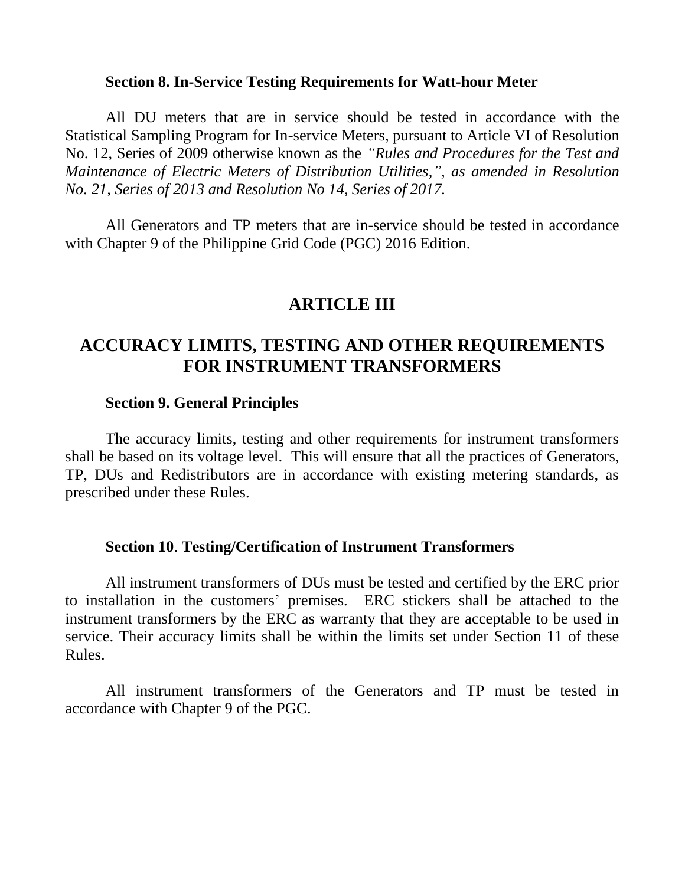**Section 8. In-Service Testing Requirements for Watt-hour Meter**

All DU meters that are in service should be tested in accordance with the Statistical Sampling Program for In-service Meters, pursuant to Article VI of Resolution No. 12, Series of 2009 otherwise known as the *"Rules and Procedures for the Test and Maintenance of Electric Meters of Distribution Utilities,", as amended in Resolution No. 21, Series of 2013 and Resolution No 14, Series of 2017.*

All Generators and TP meters that are in-service should be tested in accordance with Chapter 9 of the Philippine Grid Code (PGC) 2016 Edition.

## ARTICLE III

## ACCURACY LIMITS, TESTING AND OTHER REQUIREMENTS FOR INSTRUMENT TRANSFORMERS

**Section 9. General Principles**

The accuracy limits, testing and other requirements for instrument transformers shall be based on its voltage level. This will ensure that all the practices of Generators, TP, DUs and Redistributors are in accordance with existing metering standards, as prescribed under these Rules.

**Section 10**. **Testing/Certification of Instrument Transformers**

All instrument transformers of DUs must be tested and certified by the ERC prior to installation in the customers' premises. ERC stickers shall be attached to the instrument transformers by the ERC as warranty that they are acceptable to be used in service. Their accuracy limits shall be within the limits set under Section 11 of these Rules.

All instrument transformers of the Generators and TP must be tested in accordance with Chapter 9 of the PGC.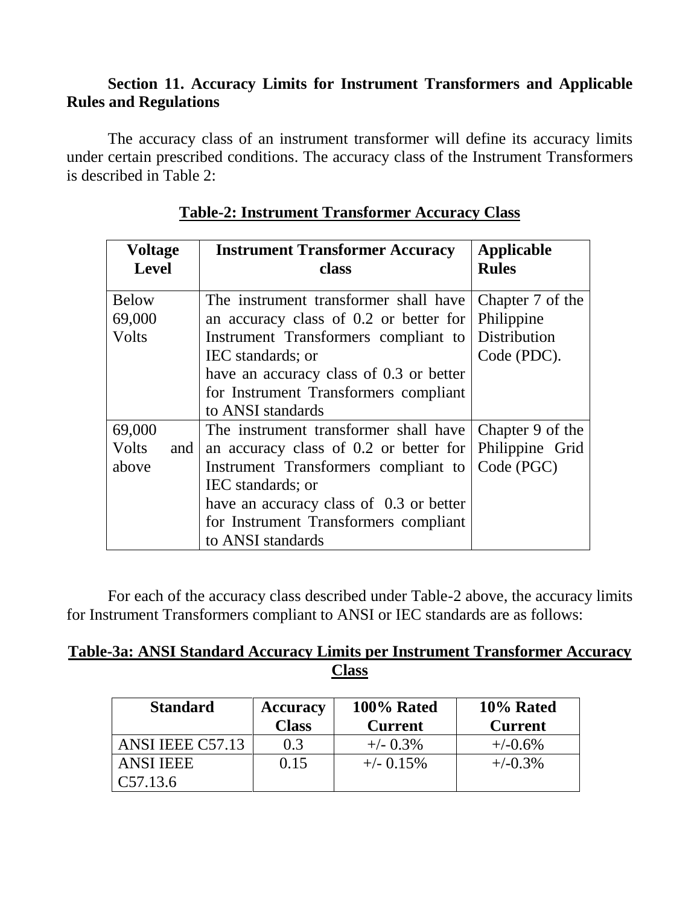**Section 11. Accuracy Limits for Instrument Transformers and Applicable Rules and Regulations**

The accuracy class of an instrument transformer will define its accuracy limits under certain prescribed conditions. The accuracy class of the Instrument Transformers is described in Table 2:

**Table-2: Instrument Transformer Accuracy Class**

| Voltage Level | Instrument Transformer Accuracy class | Applicable Rules |
|---|---|---|
| Below 69,000 Volts | The instrument transformer shall have an accuracy class of 0.2 or better for Instrument Transformers compliant to IEC standards; or have an accuracy class of 0.3 or better for Instrument Transformers compliant to ANSI standards | Chapter 7 of the Philippine Distribution Code (PDC). |
| 69,000 Volts and above | The instrument transformer shall have an accuracy class of 0.2 or better for Instrument Transformers compliant to IEC standards; or have an accuracy class of 0.3 or better for Instrument Transformers compliant to ANSI standards | Chapter 9 of the Philippine Grid Code (PGC) |

For each of the accuracy class described under Table-2 above, the accuracy limits for Instrument Transformers compliant to ANSI or IEC standards are as follows:

**Table-3a: ANSI Standard Accuracy Limits per Instrument Transformer Accuracy Class**

| Standard | Accuracy Class | 100% Rated Current | 10% Rated Current |
|---|---|---|---|
| ANSI IEEE C57.13 | 0.3 | +/- 0.3% | +/-0.6% |
| ANSI IEEE C57.13.6 | 0.15 | +/- 0.15% | +/-0.3% |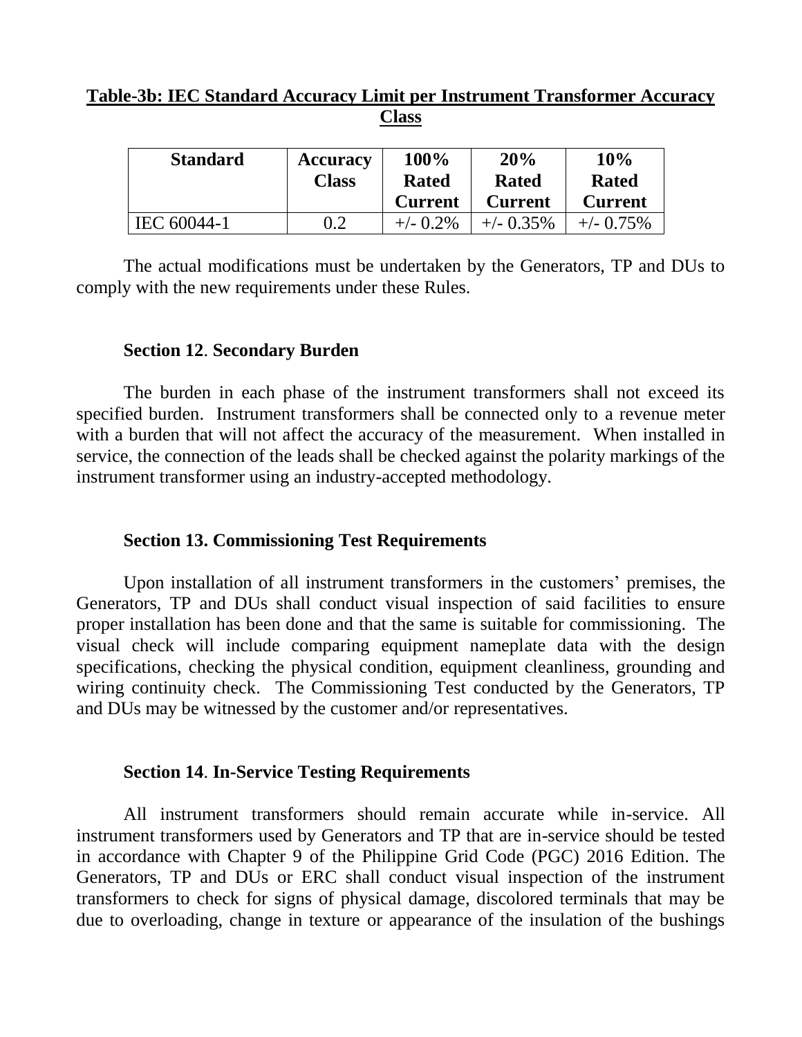**Table-3b: IEC Standard Accuracy Limit per Instrument Transformer Accuracy Class**

| Standard | Accuracy Class | 100% Rated Current | 20% Rated Current | 10% Rated Current |
|---|---|---|---|---|
| IEC 60044-1 | 0.2 | +/- 0.2% | +/- 0.35% | +/- 0.75% |

The actual modifications must be undertaken by the Generators, TP and DUs to comply with the new requirements under these Rules.

### Section 12. Secondary Burden

The burden in each phase of the instrument transformers shall not exceed its specified burden. Instrument transformers shall be connected only to a revenue meter with a burden that will not affect the accuracy of the measurement. When installed in service, the connection of the leads shall be checked against the polarity markings of the instrument transformer using an industry-accepted methodology.

### Section 13. Commissioning Test Requirements

Upon installation of all instrument transformers in the customers' premises, the Generators, TP and DUs shall conduct visual inspection of said facilities to ensure proper installation has been done and that the same is suitable for commissioning. The visual check will include comparing equipment nameplate data with the design specifications, checking the physical condition, equipment cleanliness, grounding and wiring continuity check. The Commissioning Test conducted by the Generators, TP and DUs may be witnessed by the customer and/or representatives.

### Section 14. In-Service Testing Requirements

All instrument transformers should remain accurate while in-service. All instrument transformers used by Generators and TP that are in-service should be tested in accordance with Chapter 9 of the Philippine Grid Code (PGC) 2016 Edition. The Generators, TP and DUs or ERC shall conduct visual inspection of the instrument transformers to check for signs of physical damage, discolored terminals that may be due to overloading, change in texture or appearance of the insulation of the bushings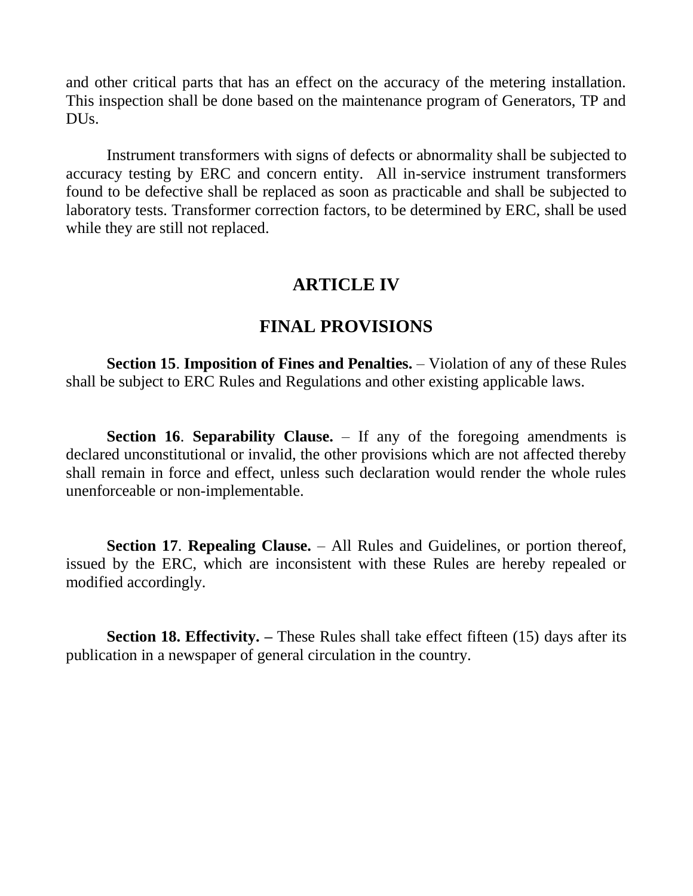and other critical parts that has an effect on the accuracy of the metering installation. This inspection shall be done based on the maintenance program of Generators, TP and DUs.

Instrument transformers with signs of defects or abnormality shall be subjected to accuracy testing by ERC and concern entity. All in-service instrument transformers found to be defective shall be replaced as soon as practicable and shall be subjected to laboratory tests. Transformer correction factors, to be determined by ERC, shall be used while they are still not replaced.

## ARTICLE IV

## FINAL PROVISIONS

**Section 15**. **Imposition of Fines and Penalties.** – Violation of any of these Rules shall be subject to ERC Rules and Regulations and other existing applicable laws.

**Section 16**. **Separability Clause.** – If any of the foregoing amendments is declared unconstitutional or invalid, the other provisions which are not affected thereby shall remain in force and effect, unless such declaration would render the whole rules unenforceable or non-implementable.

**Section 17**. **Repealing Clause.** – All Rules and Guidelines, or portion thereof, issued by the ERC, which are inconsistent with these Rules are hereby repealed or modified accordingly.

**Section 18. Effectivity. –** These Rules shall take effect fifteen (15) days after its publication in a newspaper of general circulation in the country.